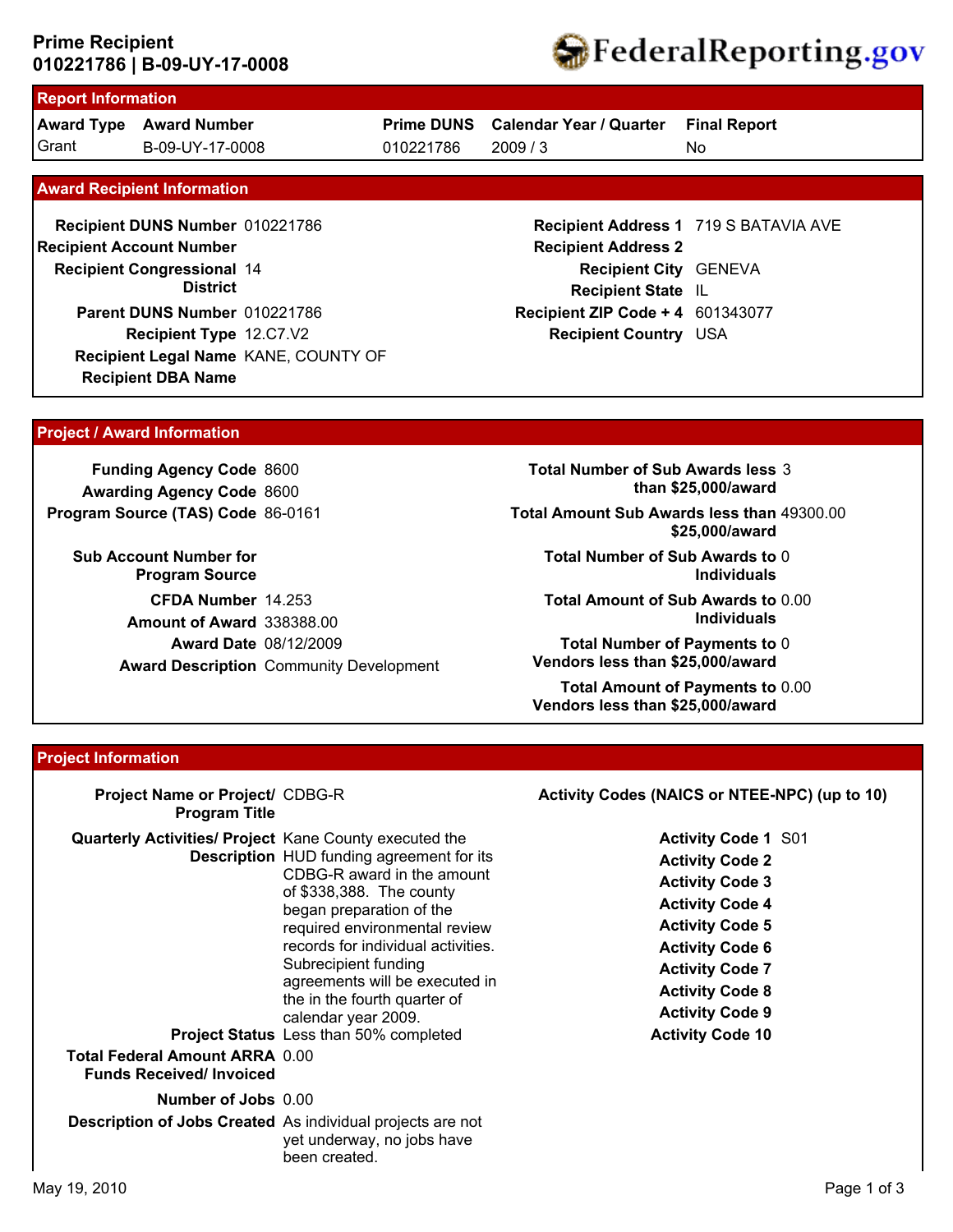# Prime Recipient
## 010221786 | B-09-UY-17-0008

FederalReporting.gov

## Report Information

| Award Type | Award Number | Prime DUNS | Calendar Year / Quarter | Final Report |
|---|---|---|---|---|
| Grant | B-09-UY-17-0008 | 010221786 | 2009 / 3 | No |

## Award Recipient Information

**Recipient DUNS Number** 010221786
**Recipient Account Number**
**Recipient Congressional District** 14
**Parent DUNS Number** 010221786
**Recipient Type** 12.C7.V2
**Recipient Legal Name** KANE, COUNTY OF
**Recipient DBA Name**

**Recipient Address 1** 719 S BATAVIA AVE
**Recipient Address 2**
**Recipient City** GENEVA
**Recipient State** IL
**Recipient ZIP Code + 4** 601343077
**Recipient Country** USA

## Project / Award Information

**Funding Agency Code** 8600
**Awarding Agency Code** 8600
**Program Source (TAS) Code** 86-0161
**Sub Account Number for Program Source**
**CFDA Number** 14.253
**Amount of Award** 338388.00
**Award Date** 08/12/2009
**Award Description** Community Development

**Total Number of Sub Awards less than $25,000/award** 3
**Total Amount Sub Awards less than $25,000/award** 49300.00
**Total Number of Sub Awards to Individuals** 0
**Total Amount of Sub Awards to Individuals** 0.00
**Total Number of Payments to Vendors less than $25,000/award** 0
**Total Amount of Payments to Vendors less than $25,000/award** 0.00

## Project Information

**Project Name or Project/ Program Title** CDBG-R

**Quarterly Activities/ Project Description** Kane County executed the HUD funding agreement for its CDBG-R award in the amount of $338,388. The county began preparation of the required environmental review records for individual activities. Subrecipient funding agreements will be executed in the in the fourth quarter of calendar year 2009.

**Project Status** Less than 50% completed

**Total Federal Amount ARRA Funds Received/ Invoiced** 0.00

**Number of Jobs** 0.00

**Description of Jobs Created** As individual projects are not yet underway, no jobs have been created.

**Activity Codes (NAICS or NTEE-NPC) (up to 10)**

**Activity Code 1** S01
**Activity Code 2**
**Activity Code 3**
**Activity Code 4**
**Activity Code 5**
**Activity Code 6**
**Activity Code 7**
**Activity Code 8**
**Activity Code 9**
**Activity Code 10**

May 19, 2010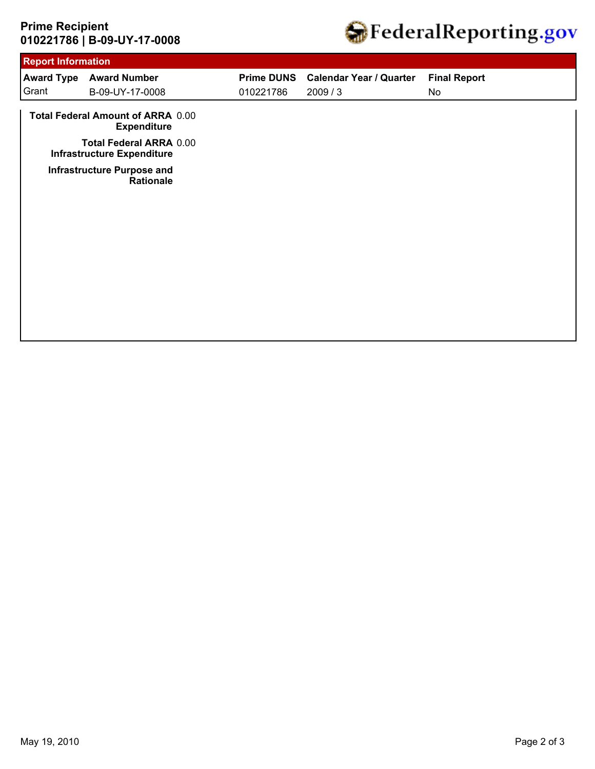**Prime Recipient**
**010221786 | B-09-UY-17-0008**

FederalReporting.gov

## Report Information

| Award Type | Award Number | Prime DUNS | Calendar Year / Quarter | Final Report |
|---|---|---|---|---|
| Grant | B-09-UY-17-0008 | 010221786 | 2009 / 3 | No |

| | |
|---|---|
| **Total Federal Amount of ARRA Expenditure** | 0.00 |
| **Total Federal ARRA Infrastructure Expenditure** | 0.00 |
| **Infrastructure Purpose and Rationale** | |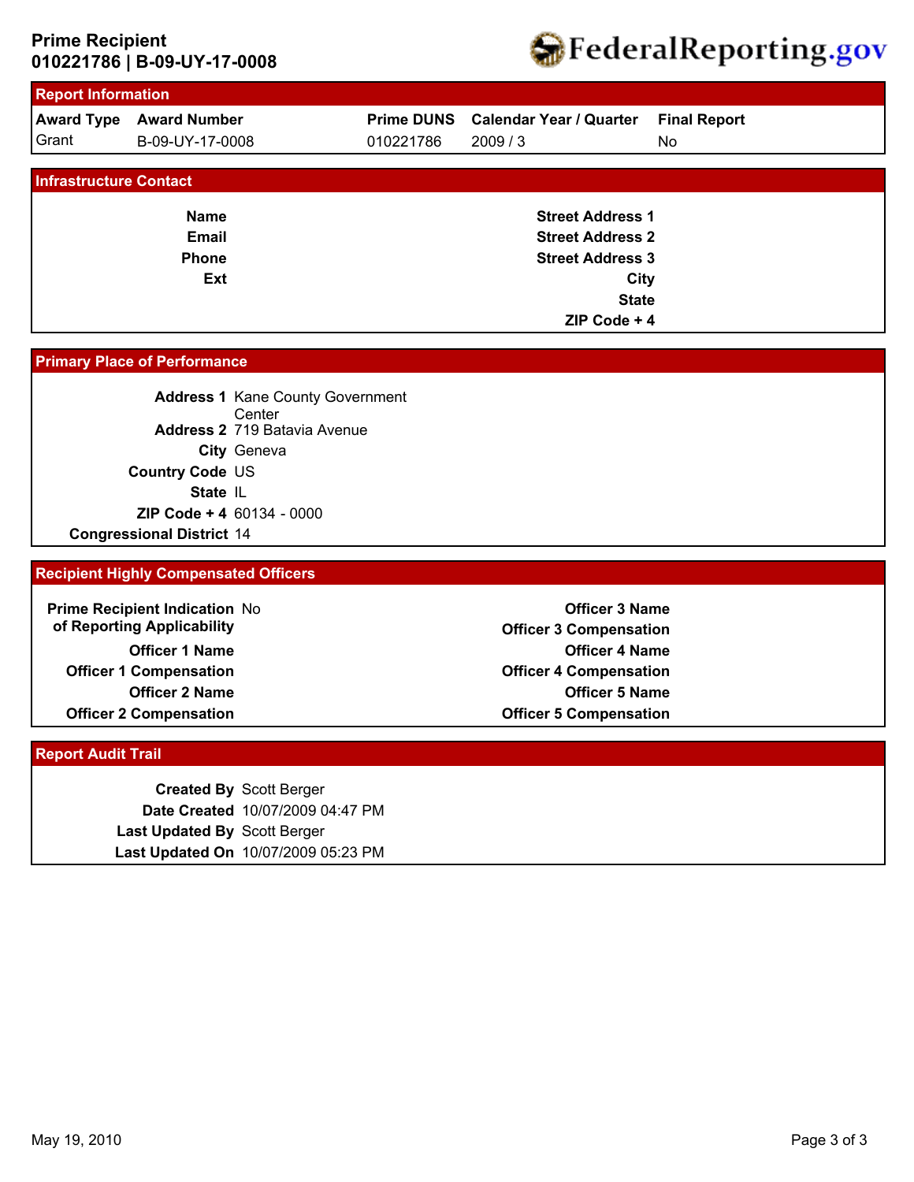**Prime Recipient**
**010221786 | B-09-UY-17-0008**

FederalReporting.gov

## Report Information

| Award Type | Award Number | Prime DUNS | Calendar Year / Quarter | Final Report |
|---|---|---|---|---|
| Grant | B-09-UY-17-0008 | 010221786 | 2009 / 3 | No |

## Infrastructure Contact

| | | | |
|---|---|---|---|
| **Name** | | **Street Address 1** | |
| **Email** | | **Street Address 2** | |
| **Phone** | | **Street Address 3** | |
| **Ext** | | **City** | |
| | | **State** | |
| | | **ZIP Code + 4** | |

## Primary Place of Performance

| | |
|---|---|
| **Address 1** | Kane County Government Center |
| **Address 2** | 719 Batavia Avenue |
| **City** | Geneva |
| **Country Code** | US |
| **State** | IL |
| **ZIP Code + 4** | 60134 - 0000 |
| **Congressional District** | 14 |

## Recipient Highly Compensated Officers

| | | | |
|---|---|---|---|
| **Prime Recipient Indication of Reporting Applicability** | No | **Officer 3 Name** | |
| | | **Officer 3 Compensation** | |
| **Officer 1 Name** | | **Officer 4 Name** | |
| **Officer 1 Compensation** | | **Officer 4 Compensation** | |
| **Officer 2 Name** | | **Officer 5 Name** | |
| **Officer 2 Compensation** | | **Officer 5 Compensation** | |

## Report Audit Trail

| | |
|---|---|
| **Created By** | Scott Berger |
| **Date Created** | 10/07/2009 04:47 PM |
| **Last Updated By** | Scott Berger |
| **Last Updated On** | 10/07/2009 05:23 PM |

May 19, 2010